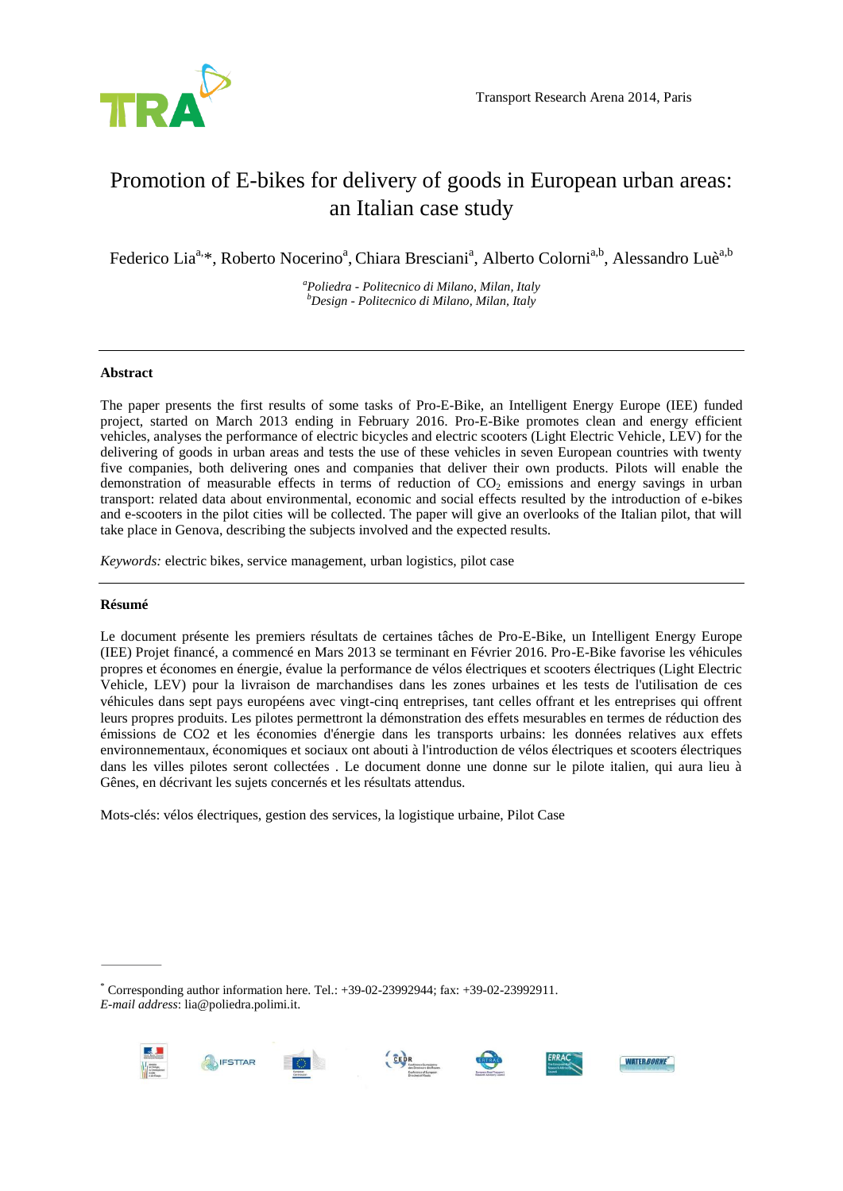# Promotion of E-bikes for delivery of goods in European urban areas: an Italian case study

Federico Lia[a,*], Roberto Nocerino[a], Chiara Bresciani[a], Alberto Colorni[a,b], Alessandro Luè[a,b]

*[a]Poliedra - Politecnico di Milano, Milan, Italy*
*[b]Design - Politecnico di Milano, Milan, Italy*

---

### Abstract

The paper presents the first results of some tasks of Pro-E-Bike, an Intelligent Energy Europe (IEE) funded project, started on March 2013 ending in February 2016. Pro-E-Bike promotes clean and energy efficient vehicles, analyses the performance of electric bicycles and electric scooters (Light Electric Vehicle, LEV) for the delivering of goods in urban areas and tests the use of these vehicles in seven European countries with twenty five companies, both delivering ones and companies that deliver their own products. Pilots will enable the demonstration of measurable effects in terms of reduction of $CO_2$ emissions and energy savings in urban transport: related data about environmental, economic and social effects resulted by the introduction of e-bikes and e-scooters in the pilot cities will be collected. The paper will give an overlooks of the Italian pilot, that will take place in Genova, describing the subjects involved and the expected results.

*Keywords:* electric bikes, service management, urban logistics, pilot case

---

### Résumé

Le document présente les premiers résultats de certaines tâches de Pro-E-Bike, un Intelligent Energy Europe (IEE) Projet financé, a commencé en Mars 2013 se terminant en Février 2016. Pro-E-Bike favorise les véhicules propres et économes en énergie, évalue la performance de vélos électriques et scooters électriques (Light Electric Vehicle, LEV) pour la livraison de marchandises dans les zones urbaines et les tests de l'utilisation de ces véhicules dans sept pays européens avec vingt-cinq entreprises, tant celles offrant et les entreprises qui offrent leurs propres produits. Les pilotes permettront la démonstration des effets mesurables en termes de réduction des émissions de CO2 et les économies d'énergie dans les transports urbains: les données relatives aux effets environnementaux, économiques et sociaux ont abouti à l'introduction de vélos électriques et scooters électriques dans les villes pilotes seront collectées . Le document donne une donne sur le pilote italien, qui aura lieu à Gênes, en décrivant les sujets concernés et les résultats attendus.

Mots-clés: vélos électriques, gestion des services, la logistique urbaine, Pilot Case

---

[*] Corresponding author information here. Tel.: +39-02-23992944; fax: +39-02-23992911.
*E-mail address*: lia@poliedra.polimi.it.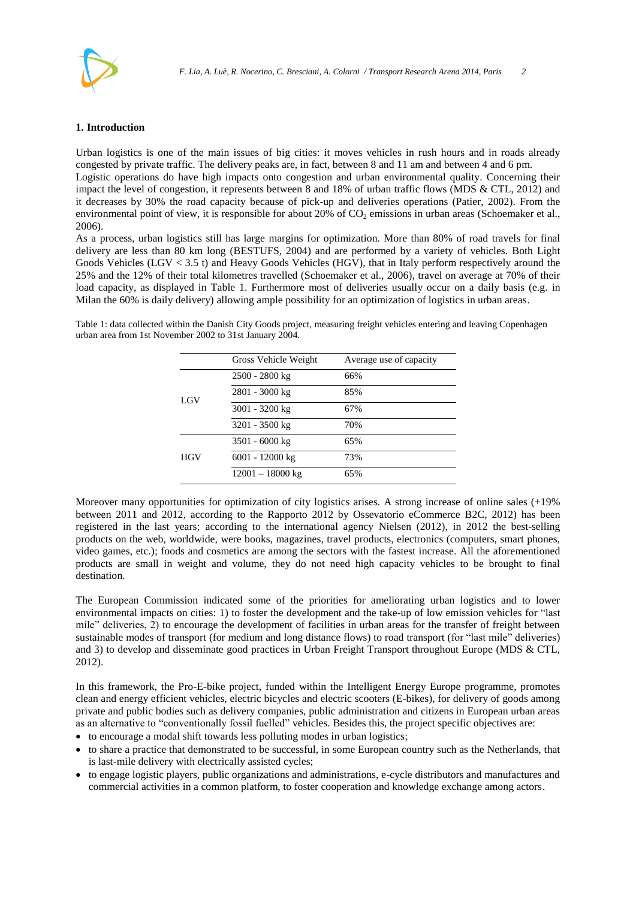## 1. Introduction

Urban logistics is one of the main issues of big cities: it moves vehicles in rush hours and in roads already congested by private traffic. The delivery peaks are, in fact, between 8 and 11 am and between 4 and 6 pm.
Logistic operations do have high impacts onto congestion and urban environmental quality. Concerning their impact the level of congestion, it represents between 8 and 18% of urban traffic flows (MDS & CTL, 2012) and it decreases by 30% the road capacity because of pick-up and deliveries operations (Patier, 2002). From the environmental point of view, it is responsible for about 20% of $CO_2$ emissions in urban areas (Schoemaker et al., 2006).
As a process, urban logistics still has large margins for optimization. More than 80% of road travels for final delivery are less than 80 km long (BESTUFS, 2004) and are performed by a variety of vehicles. Both Light Goods Vehicles (LGV < 3.5 t) and Heavy Goods Vehicles (HGV), that in Italy perform respectively around the 25% and the 12% of their total kilometres travelled (Schoemaker et al., 2006), travel on average at 70% of their load capacity, as displayed in Table 1. Furthermore most of deliveries usually occur on a daily basis (e.g. in Milan the 60% is daily delivery) allowing ample possibility for an optimization of logistics in urban areas.

Table 1: data collected within the Danish City Goods project, measuring freight vehicles entering and leaving Copenhagen urban area from 1st November 2002 to 31st January 2004.

| | Gross Vehicle Weight | Average use of capacity |
|---|---|---|
| LGV | 2500 - 2800 kg | 66% |
| | 2801 - 3000 kg | 85% |
| | 3001 - 3200 kg | 67% |
| | 3201 - 3500 kg | 70% |
| HGV | 3501 - 6000 kg | 65% |
| | 6001 - 12000 kg | 73% |
| | 12001 – 18000 kg | 65% |

Moreover many opportunities for optimization of city logistics arises. A strong increase of online sales (+19% between 2011 and 2012, according to the Rapporto 2012 by Ossevatorio eCommerce B2C, 2012) has been registered in the last years; according to the international agency Nielsen (2012), in 2012 the best-selling products on the web, worldwide, were books, magazines, travel products, electronics (computers, smart phones, video games, etc.); foods and cosmetics are among the sectors with the fastest increase. All the aforementioned products are small in weight and volume, they do not need high capacity vehicles to be brought to final destination.

The European Commission indicated some of the priorities for ameliorating urban logistics and to lower environmental impacts on cities: 1) to foster the development and the take-up of low emission vehicles for "last mile" deliveries, 2) to encourage the development of facilities in urban areas for the transfer of freight between sustainable modes of transport (for medium and long distance flows) to road transport (for "last mile" deliveries) and 3) to develop and disseminate good practices in Urban Freight Transport throughout Europe (MDS & CTL, 2012).

In this framework, the Pro-E-bike project, funded within the Intelligent Energy Europe programme, promotes clean and energy efficient vehicles, electric bicycles and electric scooters (E-bikes), for delivery of goods among private and public bodies such as delivery companies, public administration and citizens in European urban areas as an alternative to "conventionally fossil fuelled" vehicles. Besides this, the project specific objectives are:

- to encourage a modal shift towards less polluting modes in urban logistics;
- to share a practice that demonstrated to be successful, in some European country such as the Netherlands, that is last-mile delivery with electrically assisted cycles;
- to engage logistic players, public organizations and administrations, e-cycle distributors and manufactures and commercial activities in a common platform, to foster cooperation and knowledge exchange among actors.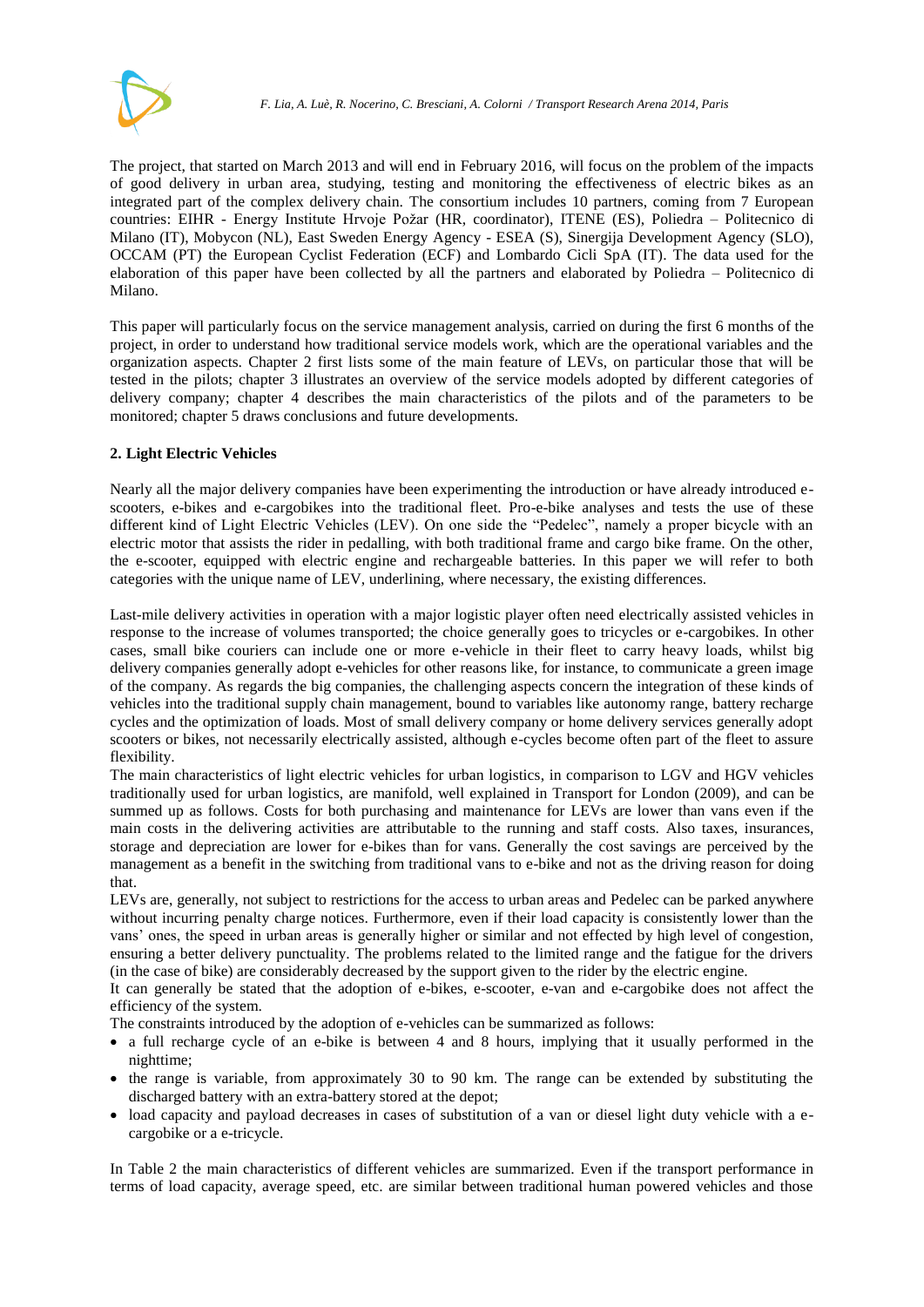The project, that started on March 2013 and will end in February 2016, will focus on the problem of the impacts of good delivery in urban area, studying, testing and monitoring the effectiveness of electric bikes as an integrated part of the complex delivery chain. The consortium includes 10 partners, coming from 7 European countries: EIHR - Energy Institute Hrvoje Požar (HR, coordinator), ITENE (ES), Poliedra – Politecnico di Milano (IT), Mobycon (NL), East Sweden Energy Agency - ESEA (S), Sinergija Development Agency (SLO), OCCAM (PT) the European Cyclist Federation (ECF) and Lombardo Cicli SpA (IT). The data used for the elaboration of this paper have been collected by all the partners and elaborated by Poliedra – Politecnico di Milano.

This paper will particularly focus on the service management analysis, carried on during the first 6 months of the project, in order to understand how traditional service models work, which are the operational variables and the organization aspects. Chapter 2 first lists some of the main feature of LEVs, on particular those that will be tested in the pilots; chapter 3 illustrates an overview of the service models adopted by different categories of delivery company; chapter 4 describes the main characteristics of the pilots and of the parameters to be monitored; chapter 5 draws conclusions and future developments.

## 2. Light Electric Vehicles

Nearly all the major delivery companies have been experimenting the introduction or have already introduced e-scooters, e-bikes and e-cargobikes into the traditional fleet. Pro-e-bike analyses and tests the use of these different kind of Light Electric Vehicles (LEV). On one side the "Pedelec", namely a proper bicycle with an electric motor that assists the rider in pedalling, with both traditional frame and cargo bike frame. On the other, the e-scooter, equipped with electric engine and rechargeable batteries. In this paper we will refer to both categories with the unique name of LEV, underlining, where necessary, the existing differences.

Last-mile delivery activities in operation with a major logistic player often need electrically assisted vehicles in response to the increase of volumes transported; the choice generally goes to tricycles or e-cargobikes. In other cases, small bike couriers can include one or more e-vehicle in their fleet to carry heavy loads, whilst big delivery companies generally adopt e-vehicles for other reasons like, for instance, to communicate a green image of the company. As regards the big companies, the challenging aspects concern the integration of these kinds of vehicles into the traditional supply chain management, bound to variables like autonomy range, battery recharge cycles and the optimization of loads. Most of small delivery company or home delivery services generally adopt scooters or bikes, not necessarily electrically assisted, although e-cycles become often part of the fleet to assure flexibility.

The main characteristics of light electric vehicles for urban logistics, in comparison to LGV and HGV vehicles traditionally used for urban logistics, are manifold, well explained in Transport for London (2009), and can be summed up as follows. Costs for both purchasing and maintenance for LEVs are lower than vans even if the main costs in the delivering activities are attributable to the running and staff costs. Also taxes, insurances, storage and depreciation are lower for e-bikes than for vans. Generally the cost savings are perceived by the management as a benefit in the switching from traditional vans to e-bike and not as the driving reason for doing that.

LEVs are, generally, not subject to restrictions for the access to urban areas and Pedelec can be parked anywhere without incurring penalty charge notices. Furthermore, even if their load capacity is consistently lower than the vans' ones, the speed in urban areas is generally higher or similar and not effected by high level of congestion, ensuring a better delivery punctuality. The problems related to the limited range and the fatigue for the drivers (in the case of bike) are considerably decreased by the support given to the rider by the electric engine.

It can generally be stated that the adoption of e-bikes, e-scooter, e-van and e-cargobike does not affect the efficiency of the system.

The constraints introduced by the adoption of e-vehicles can be summarized as follows:

- a full recharge cycle of an e-bike is between 4 and 8 hours, implying that it usually performed in the nighttime;
- the range is variable, from approximately 30 to 90 km. The range can be extended by substituting the discharged battery with an extra-battery stored at the depot;
- load capacity and payload decreases in cases of substitution of a van or diesel light duty vehicle with a e-cargobike or a e-tricycle.

In Table 2 the main characteristics of different vehicles are summarized. Even if the transport performance in terms of load capacity, average speed, etc. are similar between traditional human powered vehicles and those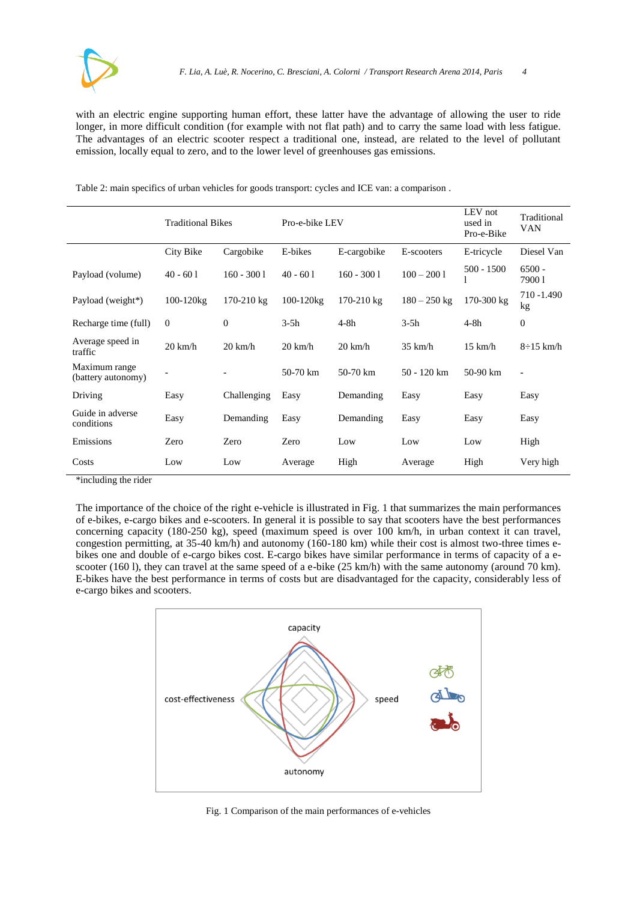with an electric engine supporting human effort, these latter have the advantage of allowing the user to ride longer, in more difficult condition (for example with not flat path) and to carry the same load with less fatigue. The advantages of an electric scooter respect a traditional one, instead, are related to the level of pollutant emission, locally equal to zero, and to the lower level of greenhouses gas emissions.

Table 2: main specifics of urban vehicles for goods transport: cycles and ICE van: a comparison .

| | Traditional Bikes | | Pro-e-bike LEV | | | LEV not used in Pro-e-Bike | Traditional VAN |
|---|---|---|---|---|---|---|---|
| | City Bike | Cargobike | E-bikes | E-cargobike | E-scooters | E-tricycle | Diesel Van |
| Payload (volume) | 40 - 60 l | 160 - 300 l | 40 - 60 l | 160 - 300 l | 100 – 200 l | 500 - 1500 l | 6500 - 7900 l |
| Payload (weight*) | 100-120kg | 170-210 kg | 100-120kg | 170-210 kg | 180 – 250 kg | 170-300 kg | 710 -1.490 kg |
| Recharge time (full) | 0 | 0 | 3-5h | 4-8h | 3-5h | 4-8h | 0 |
| Average speed in traffic | 20 km/h | 20 km/h | 20 km/h | 20 km/h | 35 km/h | 15 km/h | 8÷15 km/h |
| Maximum range (battery autonomy) | - | - | 50-70 km | 50-70 km | 50 - 120 km | 50-90 km | - |
| Driving | Easy | Challenging | Easy | Demanding | Easy | Easy | Easy |
| Guide in adverse conditions | Easy | Demanding | Easy | Demanding | Easy | Easy | Easy |
| Emissions | Zero | Zero | Zero | Low | Low | Low | High |
| Costs | Low | Low | Average | High | Average | High | Very high |

*including the rider

The importance of the choice of the right e-vehicle is illustrated in Fig. 1 that summarizes the main performances of e-bikes, e-cargo bikes and e-scooters. In general it is possible to say that scooters have the best performances concerning capacity (180-250 kg), speed (maximum speed is over 100 km/h, in urban context it can travel, congestion permitting, at 35-40 km/h) and autonomy (160-180 km) while their cost is almost two-three times e-bikes one and double of e-cargo bikes cost. E-cargo bikes have similar performance in terms of capacity of a e-scooter (160 l), they can travel at the same speed of a e-bike (25 km/h) with the same autonomy (around 70 km). E-bikes have the best performance in terms of costs but are disadvantaged for the capacity, considerably less of e-cargo bikes and scooters.

Fig. 1 Comparison of the main performances of e-vehicles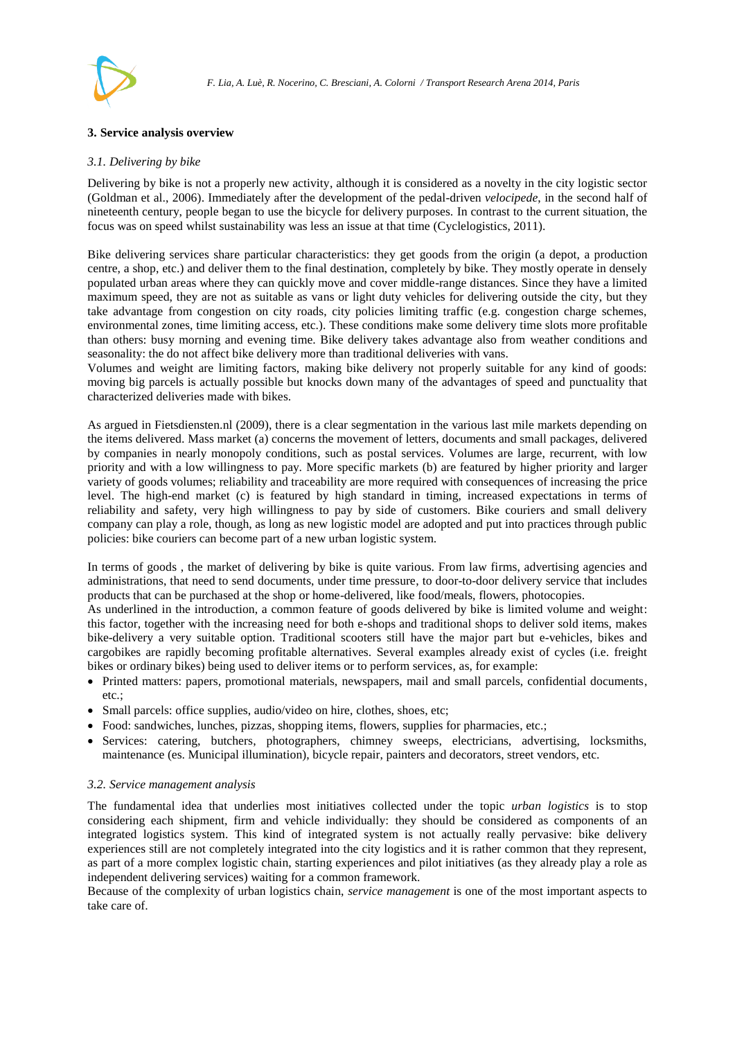## 3. Service analysis overview

### *3.1. Delivering by bike*

Delivering by bike is not a properly new activity, although it is considered as a novelty in the city logistic sector (Goldman et al., 2006). Immediately after the development of the pedal-driven *velocipede*, in the second half of nineteenth century, people began to use the bicycle for delivery purposes. In contrast to the current situation, the focus was on speed whilst sustainability was less an issue at that time (Cyclelogistics, 2011).

Bike delivering services share particular characteristics: they get goods from the origin (a depot, a production centre, a shop, etc.) and deliver them to the final destination, completely by bike. They mostly operate in densely populated urban areas where they can quickly move and cover middle-range distances. Since they have a limited maximum speed, they are not as suitable as vans or light duty vehicles for delivering outside the city, but they take advantage from congestion on city roads, city policies limiting traffic (e.g. congestion charge schemes, environmental zones, time limiting access, etc.). These conditions make some delivery time slots more profitable than others: busy morning and evening time. Bike delivery takes advantage also from weather conditions and seasonality: the do not affect bike delivery more than traditional deliveries with vans.
Volumes and weight are limiting factors, making bike delivery not properly suitable for any kind of goods: moving big parcels is actually possible but knocks down many of the advantages of speed and punctuality that characterized deliveries made with bikes.

As argued in Fietsdiensten.nl (2009), there is a clear segmentation in the various last mile markets depending on the items delivered. Mass market (a) concerns the movement of letters, documents and small packages, delivered by companies in nearly monopoly conditions, such as postal services. Volumes are large, recurrent, with low priority and with a low willingness to pay. More specific markets (b) are featured by higher priority and larger variety of goods volumes; reliability and traceability are more required with consequences of increasing the price level. The high-end market (c) is featured by high standard in timing, increased expectations in terms of reliability and safety, very high willingness to pay by side of customers. Bike couriers and small delivery company can play a role, though, as long as new logistic model are adopted and put into practices through public policies: bike couriers can become part of a new urban logistic system.

In terms of goods , the market of delivering by bike is quite various. From law firms, advertising agencies and administrations, that need to send documents, under time pressure, to door-to-door delivery service that includes products that can be purchased at the shop or home-delivered, like food/meals, flowers, photocopies.
As underlined in the introduction, a common feature of goods delivered by bike is limited volume and weight: this factor, together with the increasing need for both e-shops and traditional shops to deliver sold items, makes bike-delivery a very suitable option. Traditional scooters still have the major part but e-vehicles, bikes and cargobikes are rapidly becoming profitable alternatives. Several examples already exist of cycles (i.e. freight bikes or ordinary bikes) being used to deliver items or to perform services, as, for example:

- Printed matters: papers, promotional materials, newspapers, mail and small parcels, confidential documents, etc.;
- Small parcels: office supplies, audio/video on hire, clothes, shoes, etc;
- Food: sandwiches, lunches, pizzas, shopping items, flowers, supplies for pharmacies, etc.;
- Services: catering, butchers, photographers, chimney sweeps, electricians, advertising, locksmiths, maintenance (es. Municipal illumination), bicycle repair, painters and decorators, street vendors, etc.

### *3.2. Service management analysis*

The fundamental idea that underlies most initiatives collected under the topic *urban logistics* is to stop considering each shipment, firm and vehicle individually: they should be considered as components of an integrated logistics system. This kind of integrated system is not actually really pervasive: bike delivery experiences still are not completely integrated into the city logistics and it is rather common that they represent, as part of a more complex logistic chain, starting experiences and pilot initiatives (as they already play a role as independent delivering services) waiting for a common framework.
Because of the complexity of urban logistics chain, *service management* is one of the most important aspects to take care of.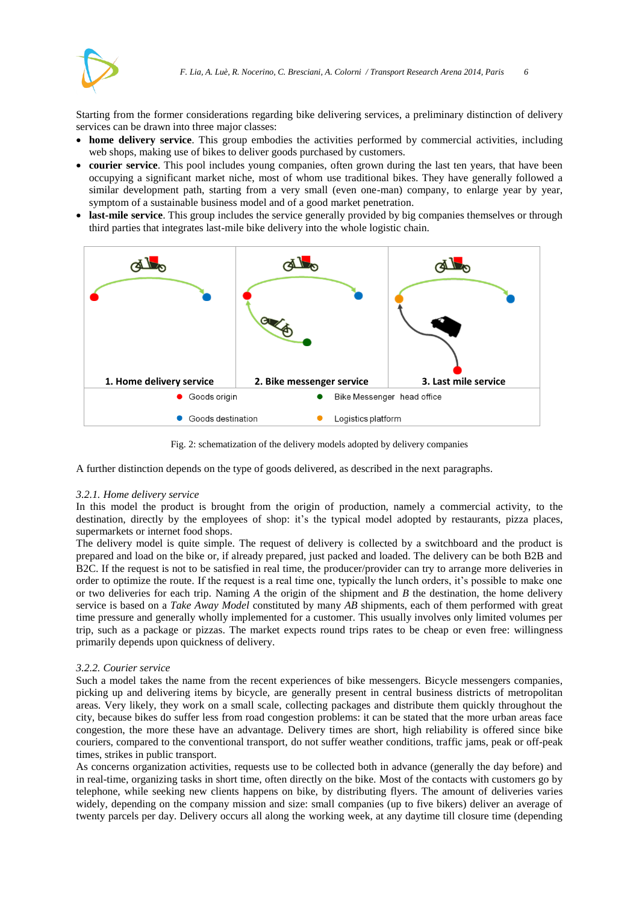Starting from the former considerations regarding bike delivering services, a preliminary distinction of delivery services can be drawn into three major classes:

- **home delivery service**. This group embodies the activities performed by commercial activities, including web shops, making use of bikes to deliver goods purchased by customers.
- **courier service**. This pool includes young companies, often grown during the last ten years, that have been occupying a significant market niche, most of whom use traditional bikes. They have generally followed a similar development path, starting from a very small (even one-man) company, to enlarge year by year, symptom of a sustainable business model and of a good market penetration.
- **last-mile service**. This group includes the service generally provided by big companies themselves or through third parties that integrates last-mile bike delivery into the whole logistic chain.

1. Home delivery service   2. Bike messenger service   3. Last mile service

● Goods origin   ● Bike Messenger head office

● Goods destination   ● Logistics platform

Fig. 2: schematization of the delivery models adopted by delivery companies

A further distinction depends on the type of goods delivered, as described in the next paragraphs.

### *3.2.1. Home delivery service*

In this model the product is brought from the origin of production, namely a commercial activity, to the destination, directly by the employees of shop: it's the typical model adopted by restaurants, pizza places, supermarkets or internet food shops.

The delivery model is quite simple. The request of delivery is collected by a switchboard and the product is prepared and load on the bike or, if already prepared, just packed and loaded. The delivery can be both B2B and B2C. If the request is not to be satisfied in real time, the producer/provider can try to arrange more deliveries in order to optimize the route. If the request is a real time one, typically the lunch orders, it's possible to make one or two deliveries for each trip. Naming *A* the origin of the shipment and *B* the destination, the home delivery service is based on a *Take Away Model* constituted by many *AB* shipments, each of them performed with great time pressure and generally wholly implemented for a customer. This usually involves only limited volumes per trip, such as a package or pizzas. The market expects round trips rates to be cheap or even free: willingness primarily depends upon quickness of delivery.

### *3.2.2. Courier service*

Such a model takes the name from the recent experiences of bike messengers. Bicycle messengers companies, picking up and delivering items by bicycle, are generally present in central business districts of metropolitan areas. Very likely, they work on a small scale, collecting packages and distribute them quickly throughout the city, because bikes do suffer less from road congestion problems: it can be stated that the more urban areas face congestion, the more these have an advantage. Delivery times are short, high reliability is offered since bike couriers, compared to the conventional transport, do not suffer weather conditions, traffic jams, peak or off-peak times, strikes in public transport.

As concerns organization activities, requests use to be collected both in advance (generally the day before) and in real-time, organizing tasks in short time, often directly on the bike. Most of the contacts with customers go by telephone, while seeking new clients happens on bike, by distributing flyers. The amount of deliveries varies widely, depending on the company mission and size: small companies (up to five bikers) deliver an average of twenty parcels per day. Delivery occurs all along the working week, at any daytime till closure time (depending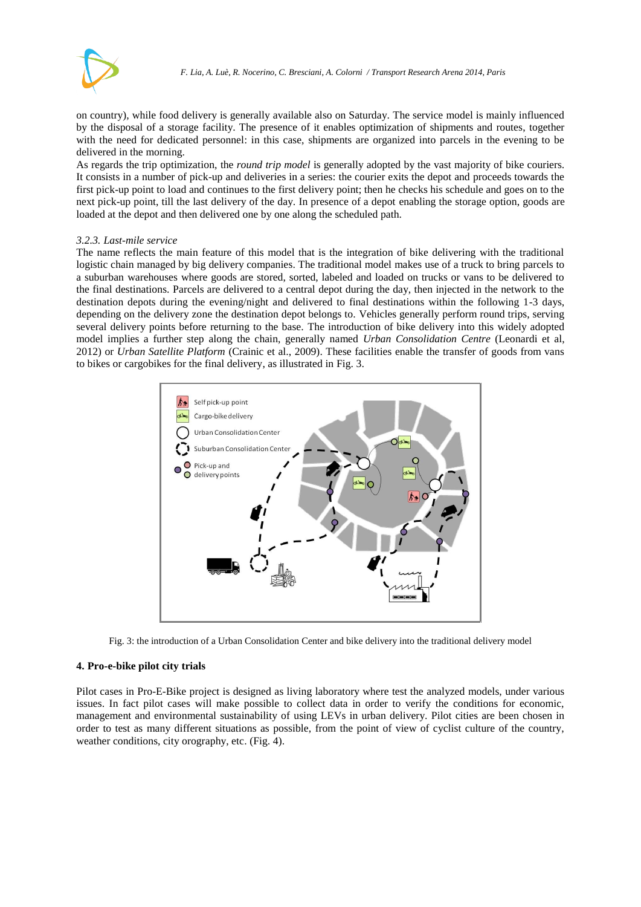on country), while food delivery is generally available also on Saturday. The service model is mainly influenced by the disposal of a storage facility. The presence of it enables optimization of shipments and routes, together with the need for dedicated personnel: in this case, shipments are organized into parcels in the evening to be delivered in the morning.

As regards the trip optimization, the *round trip model* is generally adopted by the vast majority of bike couriers. It consists in a number of pick-up and deliveries in a series: the courier exits the depot and proceeds towards the first pick-up point to load and continues to the first delivery point; then he checks his schedule and goes on to the next pick-up point, till the last delivery of the day. In presence of a depot enabling the storage option, goods are loaded at the depot and then delivered one by one along the scheduled path.

### *3.2.3. Last-mile service*

The name reflects the main feature of this model that is the integration of bike delivering with the traditional logistic chain managed by big delivery companies. The traditional model makes use of a truck to bring parcels to a suburban warehouses where goods are stored, sorted, labeled and loaded on trucks or vans to be delivered to the final destinations. Parcels are delivered to a central depot during the day, then injected in the network to the destination depots during the evening/night and delivered to final destinations within the following 1-3 days, depending on the delivery zone the destination depot belongs to. Vehicles generally perform round trips, serving several delivery points before returning to the base. The introduction of bike delivery into this widely adopted model implies a further step along the chain, generally named *Urban Consolidation Centre* (Leonardi et al, 2012) or *Urban Satellite Platform* (Crainic et al., 2009). These facilities enable the transfer of goods from vans to bikes or cargobikes for the final delivery, as illustrated in Fig. 3.

Fig. 3: the introduction of a Urban Consolidation Center and bike delivery into the traditional delivery model

## 4. Pro-e-bike pilot city trials

Pilot cases in Pro-E-Bike project is designed as living laboratory where test the analyzed models, under various issues. In fact pilot cases will make possible to collect data in order to verify the conditions for economic, management and environmental sustainability of using LEVs in urban delivery. Pilot cities are been chosen in order to test as many different situations as possible, from the point of view of cyclist culture of the country, weather conditions, city orography, etc. (Fig. 4).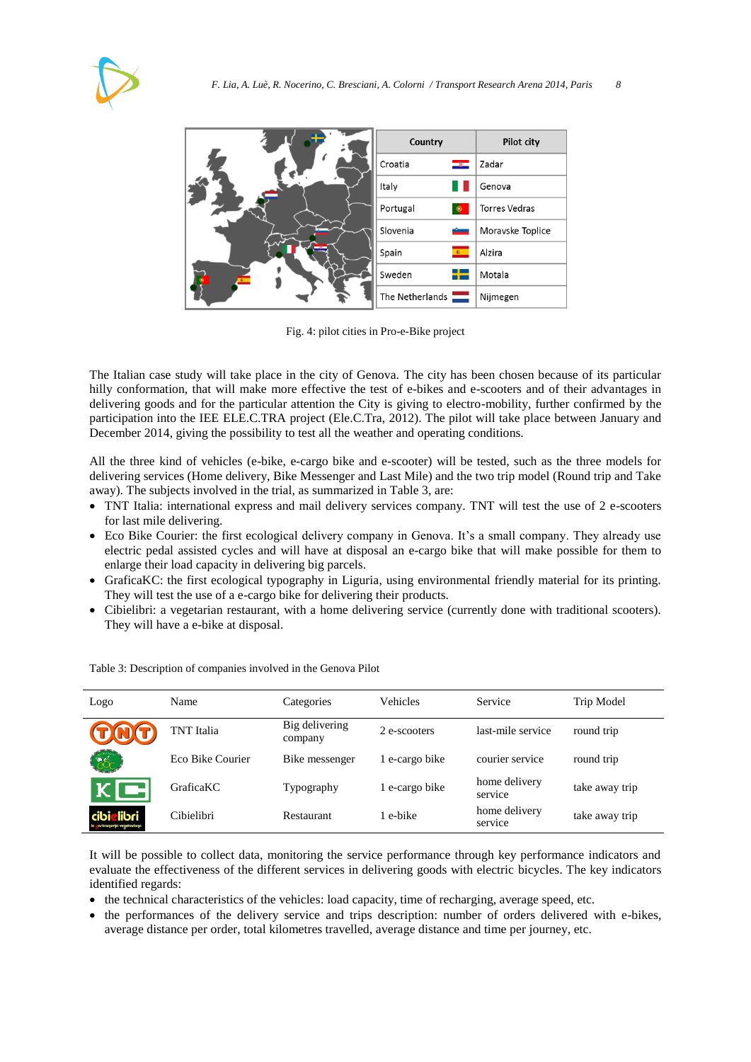| Country | Pilot city |
|---|---|
| Croatia | Zadar |
| Italy | Genova |
| Portugal | Torres Vedras |
| Slovenia | Moravske Toplice |
| Spain | Alzira |
| Sweden | Motala |
| The Netherlands | Nijmegen |

Fig. 4: pilot cities in Pro-e-Bike project

The Italian case study will take place in the city of Genova. The city has been chosen because of its particular hilly conformation, that will make more effective the test of e-bikes and e-scooters and of their advantages in delivering goods and for the particular attention the City is giving to electro-mobility, further confirmed by the participation into the IEE ELE.C.TRA project (Ele.C.Tra, 2012). The pilot will take place between January and December 2014, giving the possibility to test all the weather and operating conditions.

All the three kind of vehicles (e-bike, e-cargo bike and e-scooter) will be tested, such as the three models for delivering services (Home delivery, Bike Messenger and Last Mile) and the two trip model (Round trip and Take away). The subjects involved in the trial, as summarized in Table 3, are:

- TNT Italia: international express and mail delivery services company. TNT will test the use of 2 e-scooters for last mile delivering.
- Eco Bike Courier: the first ecological delivery company in Genova. It's a small company. They already use electric pedal assisted cycles and will have at disposal an e-cargo bike that will make possible for them to enlarge their load capacity in delivering big parcels.
- GraficaKC: the first ecological typography in Liguria, using environmental friendly material for its printing. They will test the use of a e-cargo bike for delivering their products.
- Cibielibri: a vegetarian restaurant, with a home delivering service (currently done with traditional scooters). They will have a e-bike at disposal.

Table 3: Description of companies involved in the Genova Pilot

| Logo | Name | Categories | Vehicles | Service | Trip Model |
|---|---|---|---|---|---|
| TNT | TNT Italia | Big delivering company | 2 e-scooters | last-mile service | round trip |
| | Eco Bike Courier | Bike messenger | 1 e-cargo bike | courier service | round trip |
| KC | GraficaKC | Typography | 1 e-cargo bike | home delivery service | take away trip |
| cibielibri | Cibielibri | Restaurant | 1 e-bike | home delivery service | take away trip |

It will be possible to collect data, monitoring the service performance through key performance indicators and evaluate the effectiveness of the different services in delivering goods with electric bicycles. The key indicators identified regards:

- the technical characteristics of the vehicles: load capacity, time of recharging, average speed, etc.
- the performances of the delivery service and trips description: number of orders delivered with e-bikes, average distance per order, total kilometres travelled, average distance and time per journey, etc.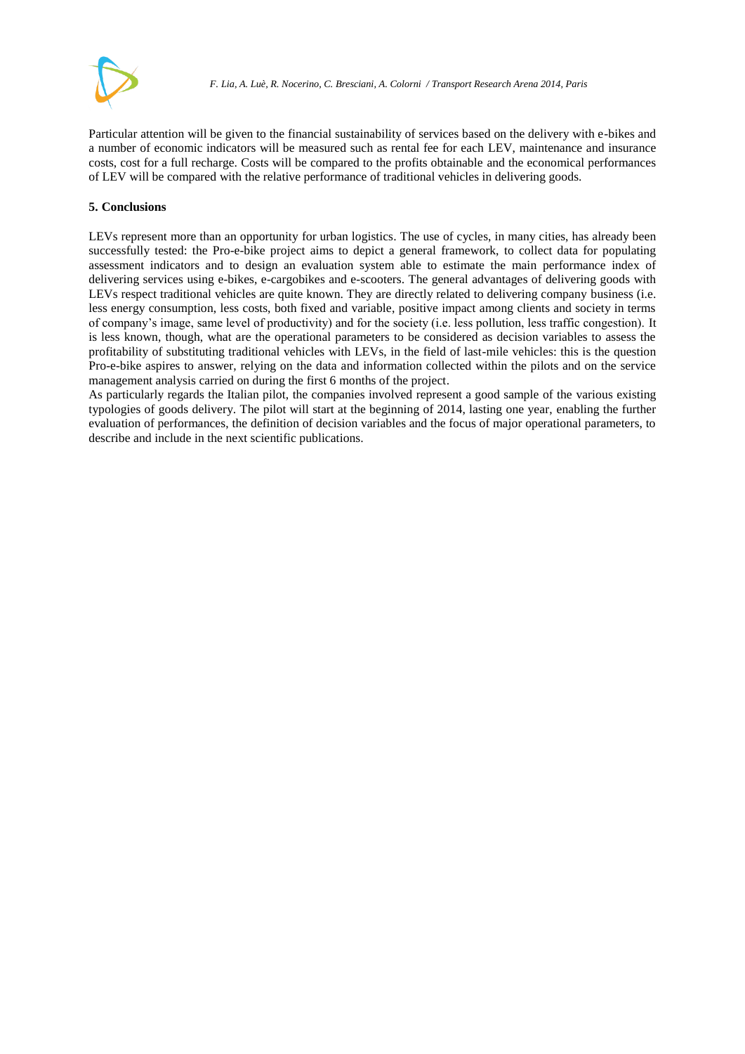Particular attention will be given to the financial sustainability of services based on the delivery with e-bikes and a number of economic indicators will be measured such as rental fee for each LEV, maintenance and insurance costs, cost for a full recharge. Costs will be compared to the profits obtainable and the economical performances of LEV will be compared with the relative performance of traditional vehicles in delivering goods.

## 5. Conclusions

LEVs represent more than an opportunity for urban logistics. The use of cycles, in many cities, has already been successfully tested: the Pro-e-bike project aims to depict a general framework, to collect data for populating assessment indicators and to design an evaluation system able to estimate the main performance index of delivering services using e-bikes, e-cargobikes and e-scooters. The general advantages of delivering goods with LEVs respect traditional vehicles are quite known. They are directly related to delivering company business (i.e. less energy consumption, less costs, both fixed and variable, positive impact among clients and society in terms of company's image, same level of productivity) and for the society (i.e. less pollution, less traffic congestion). It is less known, though, what are the operational parameters to be considered as decision variables to assess the profitability of substituting traditional vehicles with LEVs, in the field of last-mile vehicles: this is the question Pro-e-bike aspires to answer, relying on the data and information collected within the pilots and on the service management analysis carried on during the first 6 months of the project.

As particularly regards the Italian pilot, the companies involved represent a good sample of the various existing typologies of goods delivery. The pilot will start at the beginning of 2014, lasting one year, enabling the further evaluation of performances, the definition of decision variables and the focus of major operational parameters, to describe and include in the next scientific publications.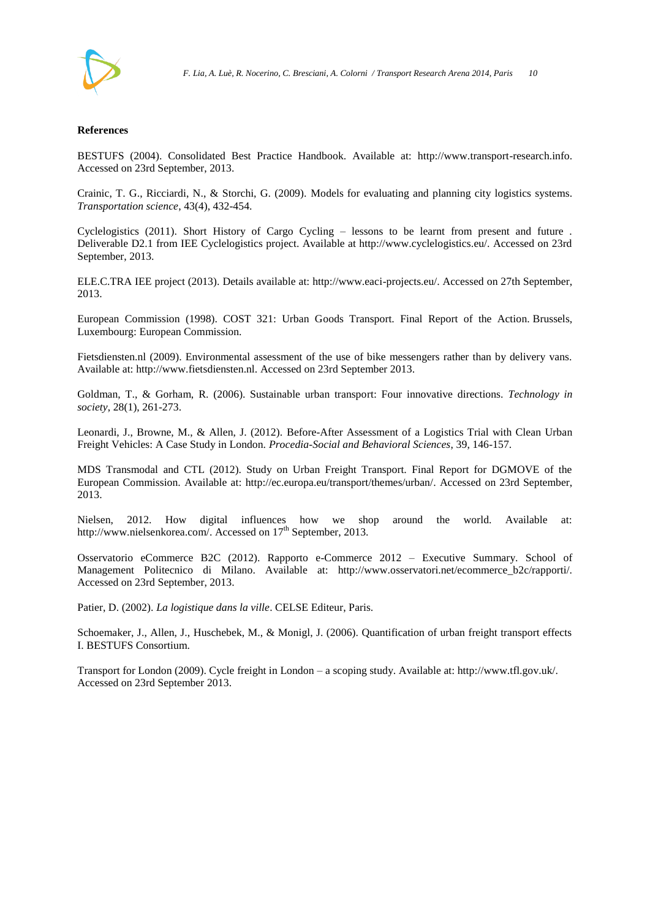**References**

BESTUFS (2004). Consolidated Best Practice Handbook. Available at: http://www.transport-research.info. Accessed on 23rd September, 2013.

Crainic, T. G., Ricciardi, N., & Storchi, G. (2009). Models for evaluating and planning city logistics systems. *Transportation science*, 43(4), 432-454.

Cyclelogistics (2011). Short History of Cargo Cycling – lessons to be learnt from present and future . Deliverable D2.1 from IEE Cyclelogistics project. Available at http://www.cyclelogistics.eu/. Accessed on 23rd September, 2013.

ELE.C.TRA IEE project (2013). Details available at: http://www.eaci-projects.eu/. Accessed on 27th September, 2013.

European Commission (1998). COST 321: Urban Goods Transport. Final Report of the Action. Brussels, Luxembourg: European Commission.

Fietsdiensten.nl (2009). Environmental assessment of the use of bike messengers rather than by delivery vans. Available at: http://www.fietsdiensten.nl. Accessed on 23rd September 2013.

Goldman, T., & Gorham, R. (2006). Sustainable urban transport: Four innovative directions. *Technology in society*, 28(1), 261-273.

Leonardi, J., Browne, M., & Allen, J. (2012). Before-After Assessment of a Logistics Trial with Clean Urban Freight Vehicles: A Case Study in London. *Procedia-Social and Behavioral Sciences*, 39, 146-157.

MDS Transmodal and CTL (2012). Study on Urban Freight Transport. Final Report for DGMOVE of the European Commission. Available at: http://ec.europa.eu/transport/themes/urban/. Accessed on 23rd September, 2013.

Nielsen, 2012. How digital influences how we shop around the world. Available at: http://www.nielsenkorea.com/. Accessed on 17th September, 2013.

Osservatorio eCommerce B2C (2012). Rapporto e-Commerce 2012 – Executive Summary. School of Management Politecnico di Milano. Available at: http://www.osservatori.net/ecommerce_b2c/rapporti/. Accessed on 23rd September, 2013.

Patier, D. (2002). *La logistique dans la ville*. CELSE Editeur, Paris.

Schoemaker, J., Allen, J., Huschebek, M., & Monigl, J. (2006). Quantification of urban freight transport effects I. BESTUFS Consortium.

Transport for London (2009). Cycle freight in London – a scoping study. Available at: http://www.tfl.gov.uk/. Accessed on 23rd September 2013.